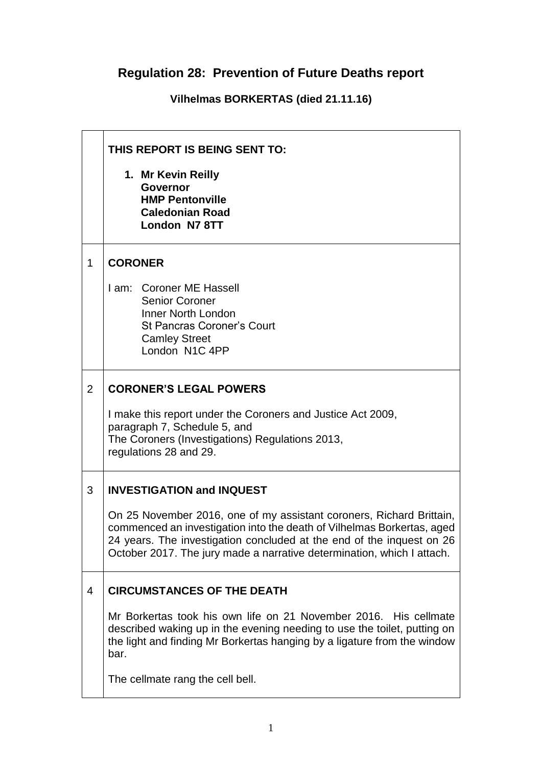# Regulation 28: Prevention of Future Deaths report

### Vilhelmas BORKERTAS (died 21.11.16)

| | |
|---|---|
| | **THIS REPORT IS BEING SENT TO:**<br><br>1. **Mr Kevin Reilly**<br>**Governor**<br>**HMP Pentonville**<br>**Caledonian Road**<br>**London N7 8TT** |
| 1 | **CORONER**<br><br>I am: Coroner ME Hassell<br>Senior Coroner<br>Inner North London<br>St Pancras Coroner's Court<br>Camley Street<br>London N1C 4PP |
| 2 | **CORONER'S LEGAL POWERS**<br><br>I make this report under the Coroners and Justice Act 2009, paragraph 7, Schedule 5, and<br>The Coroners (Investigations) Regulations 2013, regulations 28 and 29. |
| 3 | **INVESTIGATION and INQUEST**<br><br>On 25 November 2016, one of my assistant coroners, Richard Brittain, commenced an investigation into the death of Vilhelmas Borkertas, aged 24 years. The investigation concluded at the end of the inquest on 26 October 2017. The jury made a narrative determination, which I attach. |
| 4 | **CIRCUMSTANCES OF THE DEATH**<br><br>Mr Borkertas took his own life on 21 November 2016. His cellmate described waking up in the evening needing to use the toilet, putting on the light and finding Mr Borkertas hanging by a ligature from the window bar.<br><br>The cellmate rang the cell bell. |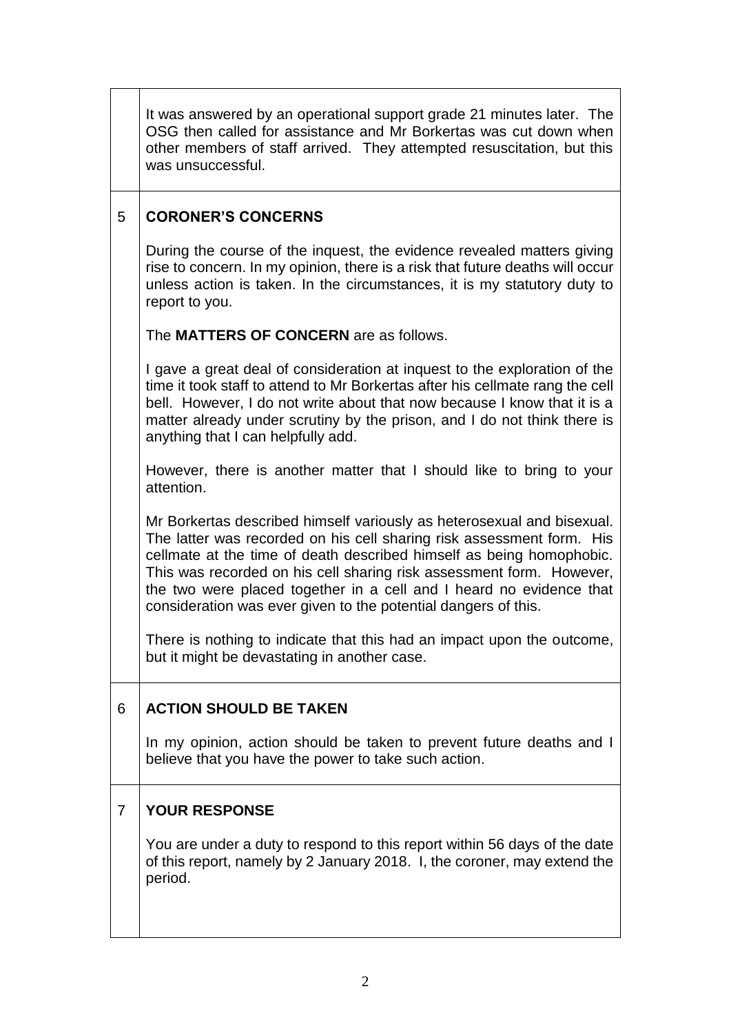It was answered by an operational support grade 21 minutes later. The OSG then called for assistance and Mr Borkertas was cut down when other members of staff arrived. They attempted resuscitation, but this was unsuccessful.

## 5 CORONER'S CONCERNS

During the course of the inquest, the evidence revealed matters giving rise to concern. In my opinion, there is a risk that future deaths will occur unless action is taken. In the circumstances, it is my statutory duty to report to you.

The **MATTERS OF CONCERN** are as follows.

I gave a great deal of consideration at inquest to the exploration of the time it took staff to attend to Mr Borkertas after his cellmate rang the cell bell. However, I do not write about that now because I know that it is a matter already under scrutiny by the prison, and I do not think there is anything that I can helpfully add.

However, there is another matter that I should like to bring to your attention.

Mr Borkertas described himself variously as heterosexual and bisexual. The latter was recorded on his cell sharing risk assessment form. His cellmate at the time of death described himself as being homophobic. This was recorded on his cell sharing risk assessment form. However, the two were placed together in a cell and I heard no evidence that consideration was ever given to the potential dangers of this.

There is nothing to indicate that this had an impact upon the outcome, but it might be devastating in another case.

## 6 ACTION SHOULD BE TAKEN

In my opinion, action should be taken to prevent future deaths and I believe that you have the power to take such action.

## 7 YOUR RESPONSE

You are under a duty to respond to this report within 56 days of the date of this report, namely by 2 January 2018. I, the coroner, may extend the period.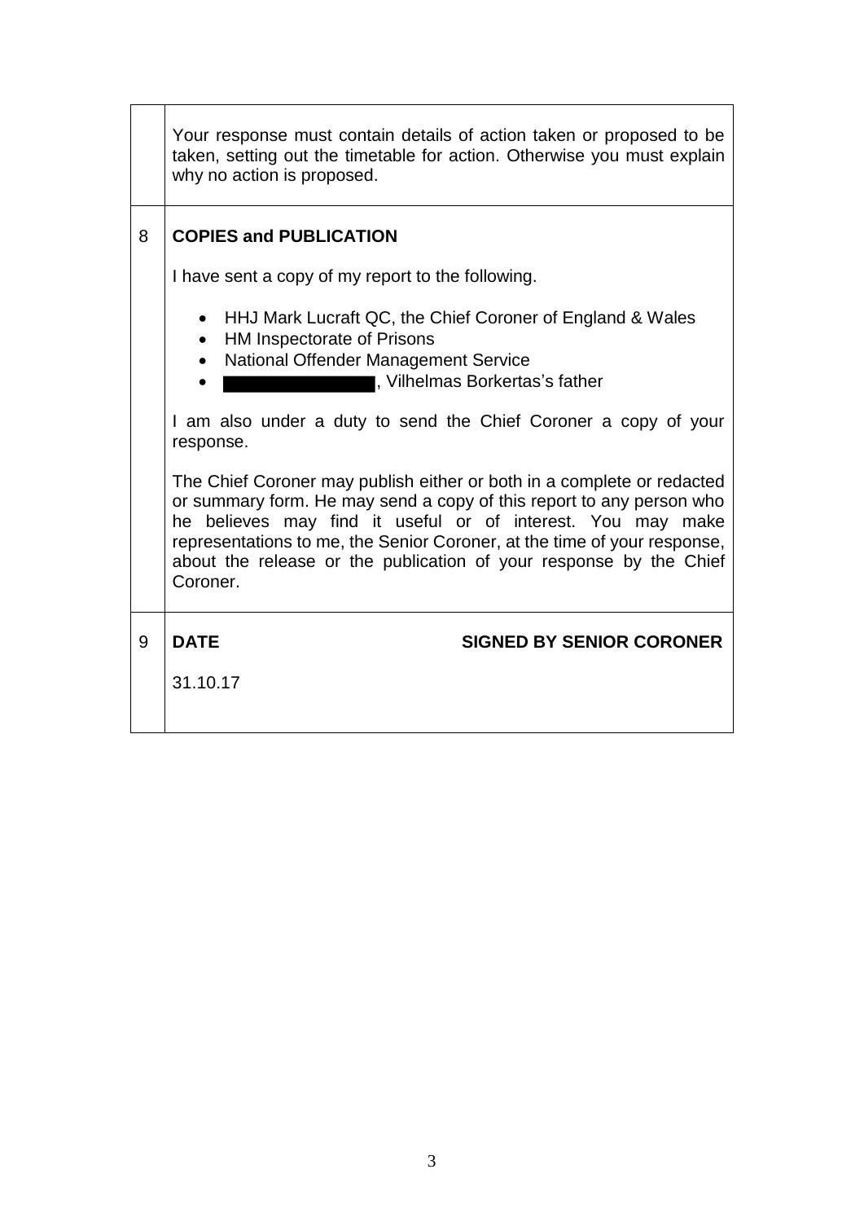| | |
|---|---|
| | Your response must contain details of action taken or proposed to be taken, setting out the timetable for action. Otherwise you must explain why no action is proposed. |
| 8 | **COPIES and PUBLICATION**<br><br>I have sent a copy of my report to the following.<br><br>• HHJ Mark Lucraft QC, the Chief Coroner of England & Wales<br>• HM Inspectorate of Prisons<br>• National Offender Management Service<br>• [REDACTED], Vilhelmas Borkertas's father<br><br>I am also under a duty to send the Chief Coroner a copy of your response.<br><br>The Chief Coroner may publish either or both in a complete or redacted or summary form. He may send a copy of this report to any person who he believes may find it useful or of interest. You may make representations to me, the Senior Coroner, at the time of your response, about the release or the publication of your response by the Chief Coroner. |
| 9 | **DATE** **SIGNED BY SENIOR CORONER**<br><br>31.10.17 |